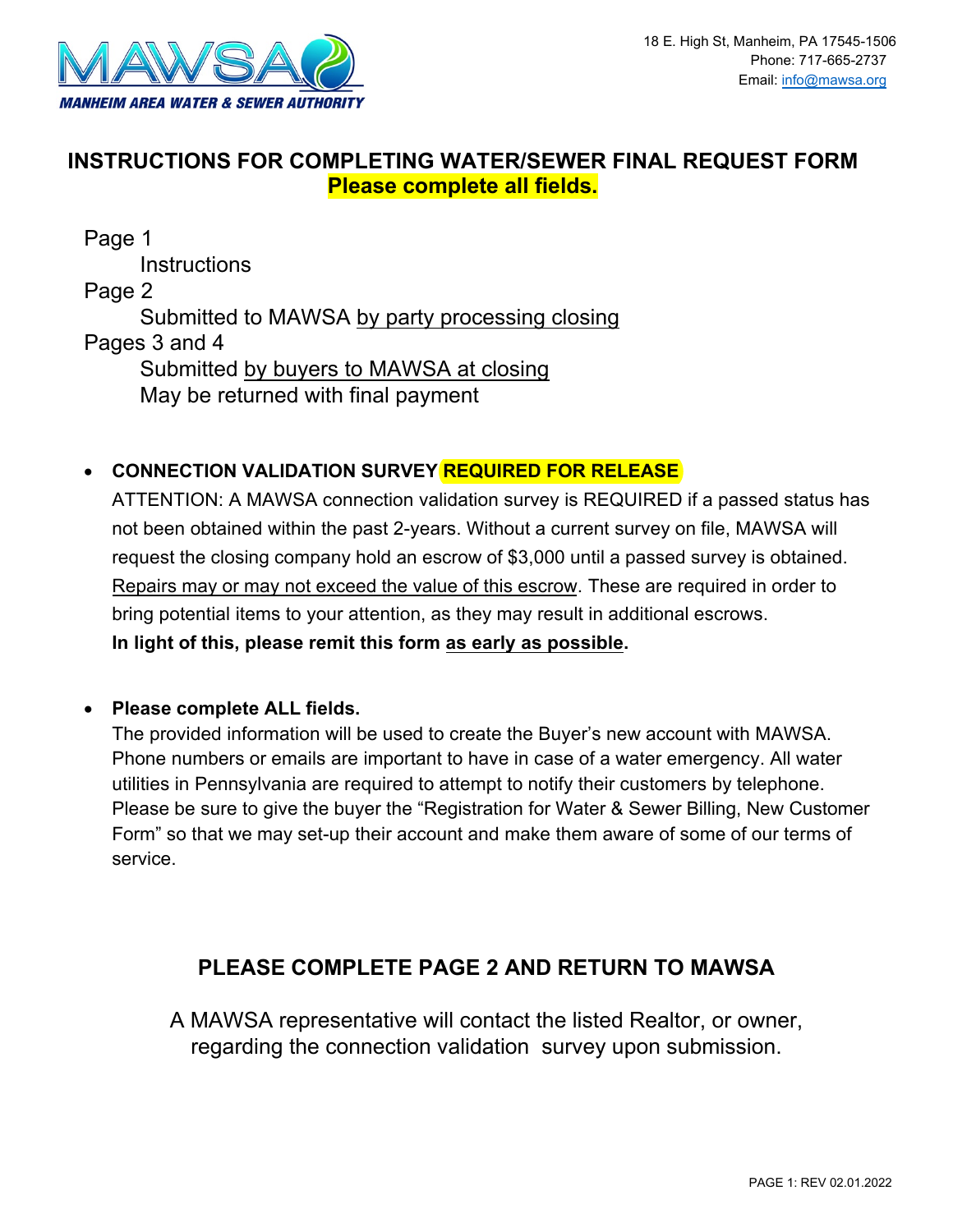MAWSA
MANHEIM AREA WATER & SEWER AUTHORITY

18 E. High St, Manheim, PA 17545-1506
Phone: 717-665-2737
Email: info@mawsa.org

## INSTRUCTIONS FOR COMPLETING WATER/SEWER FINAL REQUEST FORM

**Please complete all fields.**

Page 1
  Instructions
Page 2
  Submitted to MAWSA by party processing closing
Pages 3 and 4
  Submitted by buyers to MAWSA at closing
  May be returned with final payment

- **CONNECTION VALIDATION SURVEY REQUIRED FOR RELEASE**
  ATTENTION: A MAWSA connection validation survey is REQUIRED if a passed status has not been obtained within the past 2-years. Without a current survey on file, MAWSA will request the closing company hold an escrow of $3,000 until a passed survey is obtained. Repairs may or may not exceed the value of this escrow. These are required in order to bring potential items to your attention, as they may result in additional escrows.
  **In light of this, please remit this form as early as possible.**

- **Please complete ALL fields.**
  The provided information will be used to create the Buyer's new account with MAWSA. Phone numbers or emails are important to have in case of a water emergency. All water utilities in Pennsylvania are required to attempt to notify their customers by telephone. Please be sure to give the buyer the "Registration for Water & Sewer Billing, New Customer Form" so that we may set-up their account and make them aware of some of our terms of service.

### PLEASE COMPLETE PAGE 2 AND RETURN TO MAWSA

A MAWSA representative will contact the listed Realtor, or owner, regarding the connection validation survey upon submission.

PAGE 1: REV 02.01.2022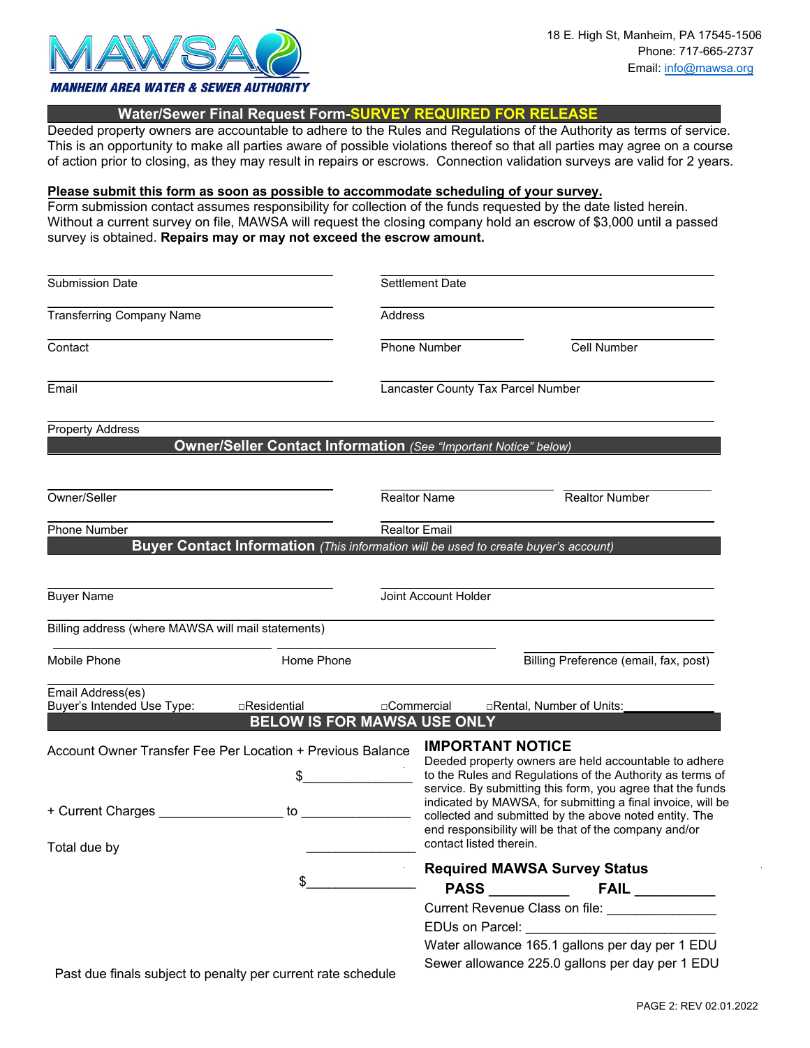MAWSA

**MANHEIM AREA WATER & SEWER AUTHORITY**

18 E. High St, Manheim, PA 17545-1506
Phone: 717-665-2737
Email: info@mawsa.org

## Water/Sewer Final Request Form-SURVEY REQUIRED FOR RELEASE

Deeded property owners are accountable to adhere to the Rules and Regulations of the Authority as terms of service. This is an opportunity to make all parties aware of possible violations thereof so that all parties may agree on a course of action prior to closing, as they may result in repairs or escrows. Connection validation surveys are valid for 2 years.

**Please submit this form as soon as possible to accommodate scheduling of your survey.**

Form submission contact assumes responsibility for collection of the funds requested by the date listed herein. Without a current survey on file, MAWSA will request the closing company hold an escrow of $3,000 until a passed survey is obtained. **Repairs may or may not exceed the escrow amount.**

Submission Date ______________________ Settlement Date ______________________

Transferring Company Name ______________________ Address ______________________

Contact ______________________ Phone Number ______________ Cell Number ______________

Email ______________________ Lancaster County Tax Parcel Number ______________________

Property Address ______________________

### Owner/Seller Contact Information *(See "Important Notice" below)*

Owner/Seller ______________________ Realtor Name ______________ Realtor Number ______________

Phone Number ______________________ Realtor Email ______________________

### Buyer Contact Information *(This information will be used to create buyer's account)*

Buyer Name ______________________ Joint Account Holder ______________________

Billing address (where MAWSA will mail statements) ______________________

Mobile Phone ______________ Home Phone ______________ Billing Preference (email, fax, post) ______________

Email Address(es) ______________________

Buyer's Intended Use Type: □Residential □Commercial □Rental, Number of Units: ____________

### BELOW IS FOR MAWSA USE ONLY

Account Owner Transfer Fee Per Location + Previous Balance

$_______________

+ Current Charges _________________ to _______________

Total due by _______________

$_______________

Past due finals subject to penalty per current rate schedule

**IMPORTANT NOTICE**

Deeded property owners are held accountable to adhere to the Rules and Regulations of the Authority as terms of service. By submitting this form, you agree that the funds indicated by MAWSA, for submitting a final invoice, will be collected and submitted by the above noted entity. The end responsibility will be that of the company and/or contact listed therein.

**Required MAWSA Survey Status**

**PASS __________ FAIL __________**

Current Revenue Class on file: _______________

EDUs on Parcel: ___________________________

Water allowance 165.1 gallons per day per 1 EDU

Sewer allowance 225.0 gallons per day per 1 EDU

PAGE 2: REV 02.01.2022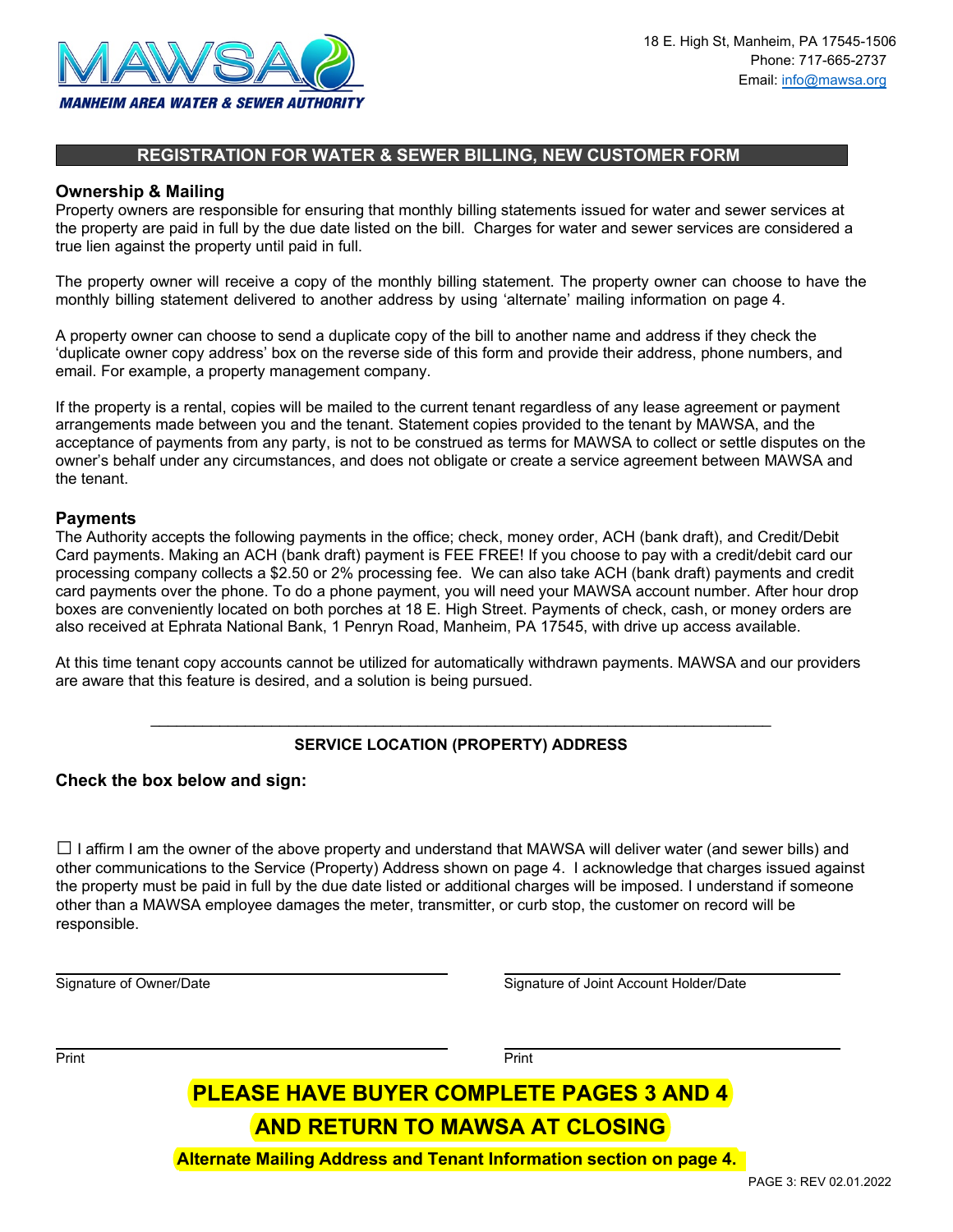MANHEIM AREA WATER & SEWER AUTHORITY

18 E. High St, Manheim, PA 17545-1506
Phone: 717-665-2737
Email: info@mawsa.org

## REGISTRATION FOR WATER & SEWER BILLING, NEW CUSTOMER FORM

### Ownership & Mailing

Property owners are responsible for ensuring that monthly billing statements issued for water and sewer services at the property are paid in full by the due date listed on the bill. Charges for water and sewer services are considered a true lien against the property until paid in full.

The property owner will receive a copy of the monthly billing statement. The property owner can choose to have the monthly billing statement delivered to another address by using 'alternate' mailing information on page 4.

A property owner can choose to send a duplicate copy of the bill to another name and address if they check the 'duplicate owner copy address' box on the reverse side of this form and provide their address, phone numbers, and email. For example, a property management company.

If the property is a rental, copies will be mailed to the current tenant regardless of any lease agreement or payment arrangements made between you and the tenant. Statement copies provided to the tenant by MAWSA, and the acceptance of payments from any party, is not to be construed as terms for MAWSA to collect or settle disputes on the owner's behalf under any circumstances, and does not obligate or create a service agreement between MAWSA and the tenant.

### Payments

The Authority accepts the following payments in the office; check, money order, ACH (bank draft), and Credit/Debit Card payments. Making an ACH (bank draft) payment is FEE FREE! If you choose to pay with a credit/debit card our processing company collects a $2.50 or 2% processing fee. We can also take ACH (bank draft) payments and credit card payments over the phone. To do a phone payment, you will need your MAWSA account number. After hour drop boxes are conveniently located on both porches at 18 E. High Street. Payments of check, cash, or money orders are also received at Ephrata National Bank, 1 Penryn Road, Manheim, PA 17545, with drive up access available.

At this time tenant copy accounts cannot be utilized for automatically withdrawn payments. MAWSA and our providers are aware that this feature is desired, and a solution is being pursued.

\_\_\_\_\_\_\_\_\_\_\_\_\_\_\_\_\_\_\_\_\_\_\_\_\_\_\_\_\_\_\_\_\_\_\_\_\_\_\_\_\_\_\_\_\_\_\_\_\_\_\_\_\_\_\_\_\_\_\_\_\_\_\_\_\_\_\_\_

**SERVICE LOCATION (PROPERTY) ADDRESS**

### Check the box below and sign:

☐ I affirm I am the owner of the above property and understand that MAWSA will deliver water (and sewer bills) and other communications to the Service (Property) Address shown on page 4. I acknowledge that charges issued against the property must be paid in full by the due date listed or additional charges will be imposed. I understand if someone other than a MAWSA employee damages the meter, transmitter, or curb stop, the customer on record will be responsible.

\_\_\_\_\_\_\_\_\_\_\_\_\_\_\_\_\_\_\_\_\_\_\_\_\_\_\_\_\_\_\_\_\_\_\_\_ \_\_\_\_\_\_\_\_\_\_\_\_\_\_\_\_\_\_\_\_\_\_\_\_\_\_\_\_\_\_\_\_\_\_\_\_
Signature of Owner/Date Signature of Joint Account Holder/Date

\_\_\_\_\_\_\_\_\_\_\_\_\_\_\_\_\_\_\_\_\_\_\_\_\_\_\_\_\_\_\_\_\_\_\_\_ \_\_\_\_\_\_\_\_\_\_\_\_\_\_\_\_\_\_\_\_\_\_\_\_\_\_\_\_\_\_\_\_\_\_\_\_
Print Print

**PLEASE HAVE BUYER COMPLETE PAGES 3 AND 4**

**AND RETURN TO MAWSA AT CLOSING**

**Alternate Mailing Address and Tenant Information section on page 4.**

PAGE 3: REV 02.01.2022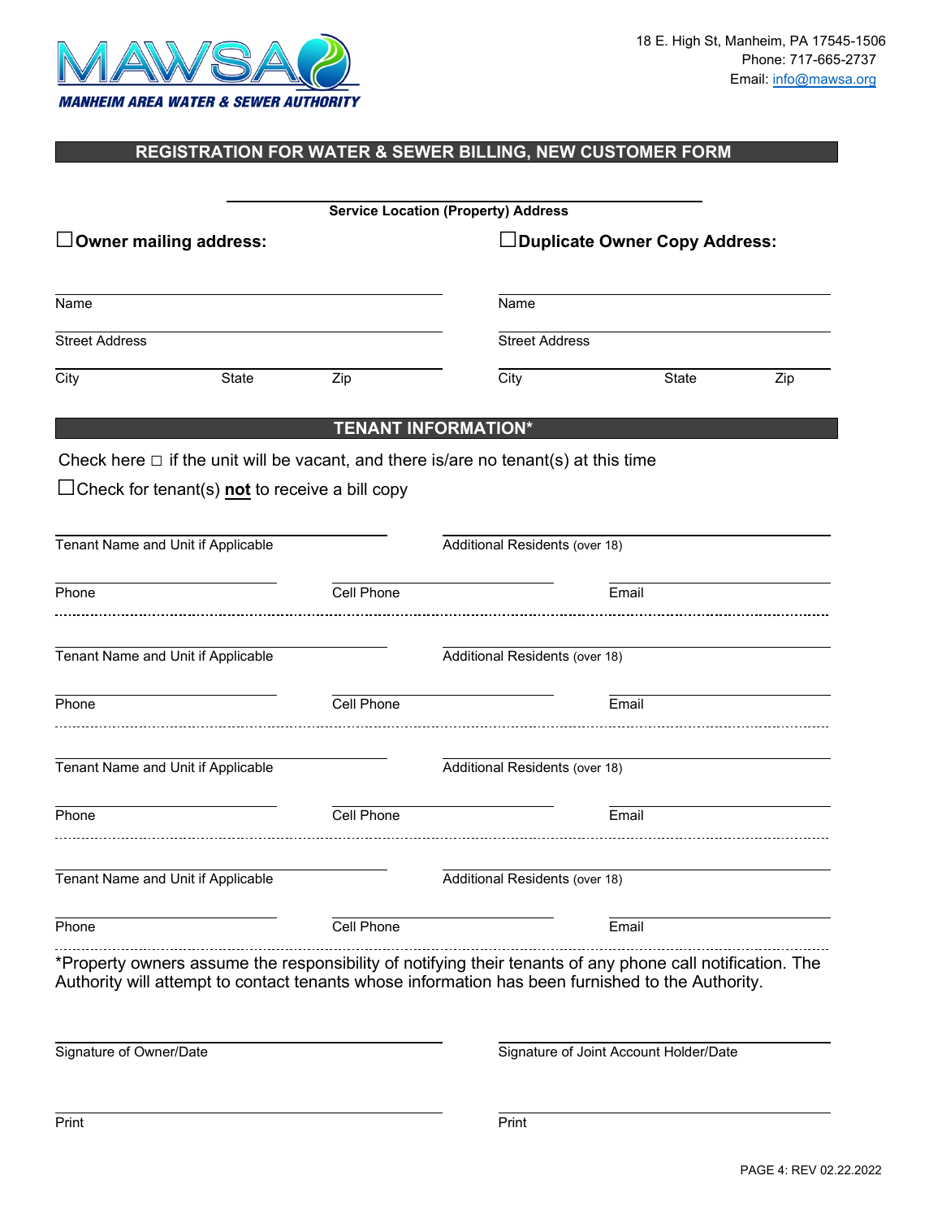MANHEIM AREA WATER & SEWER AUTHORITY

18 E. High St, Manheim, PA 17545-1506
Phone: 717-665-2737
Email: info@mawsa.org

## REGISTRATION FOR WATER & SEWER BILLING, NEW CUSTOMER FORM

______________________________
**Service Location (Property) Address**

☐**Owner mailing address:**

Name

Street Address

City State Zip

☐**Duplicate Owner Copy Address:**

Name

Street Address

City State Zip

## TENANT INFORMATION*

Check here □ if the unit will be vacant, and there is/are no tenant(s) at this time

☐Check for tenant(s) **not** to receive a bill copy

Tenant Name and Unit if Applicable | Additional Residents (over 18)

Phone | Cell Phone | Email

Tenant Name and Unit if Applicable | Additional Residents (over 18)

Phone | Cell Phone | Email

Tenant Name and Unit if Applicable | Additional Residents (over 18)

Phone | Cell Phone | Email

Tenant Name and Unit if Applicable | Additional Residents (over 18)

Phone | Cell Phone | Email

*Property owners assume the responsibility of notifying their tenants of any phone call notification. The Authority will attempt to contact tenants whose information has been furnished to the Authority.

Signature of Owner/Date | Signature of Joint Account Holder/Date

Print | Print

PAGE 4: REV 02.22.2022